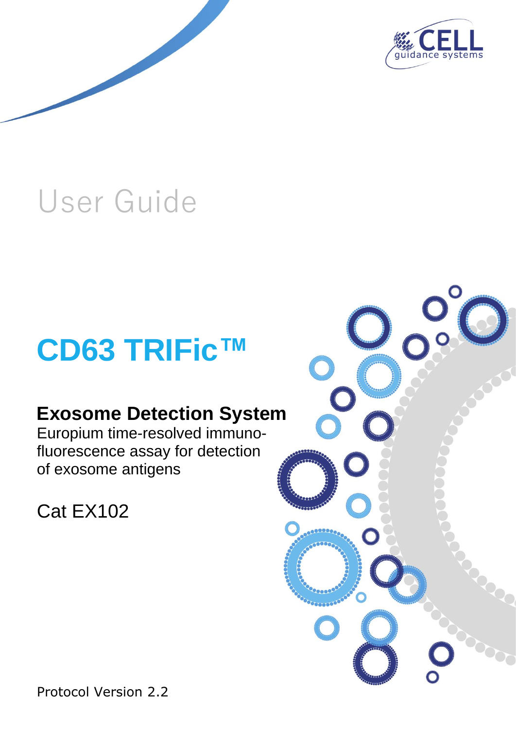CELL guidance systems

# User Guide

# CD63 TRIFic™

## Exosome Detection System

Europium time-resolved immuno-fluorescence assay for detection of exosome antigens

Cat EX102

Protocol Version 2.2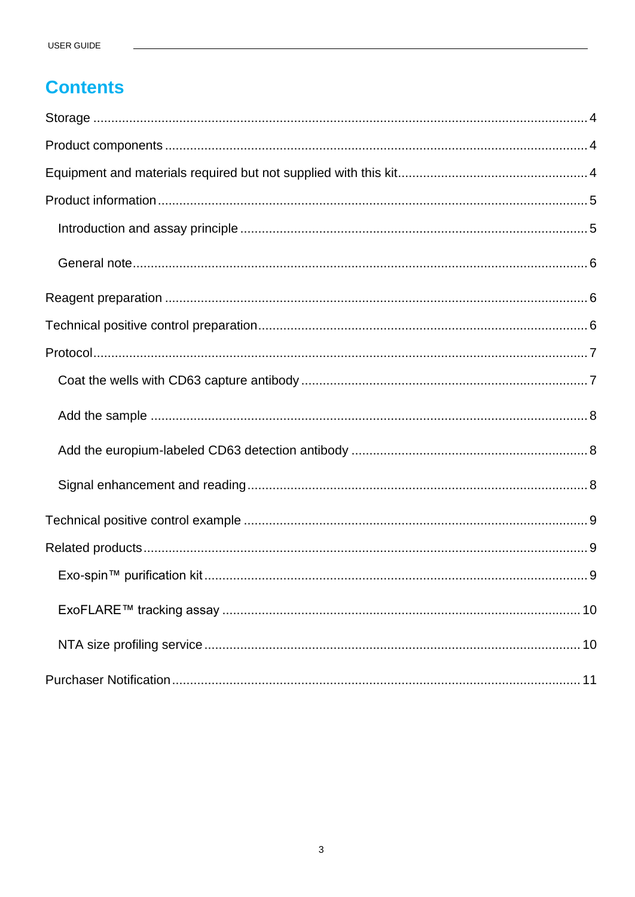# Contents

Storage ........................................................................................................................ 4

Product components ..................................................................................................... 4

Equipment and materials required but not supplied with this kit.................................................... 4

Product information ...................................................................................................... 5

- Introduction and assay principle ............................................................................... 5
- General note............................................................................................................. 6

Reagent preparation ..................................................................................................... 6

Technical positive control preparation........................................................................... 6

Protocol........................................................................................................................ 7

- Coat the wells with CD63 capture antibody ............................................................... 7
- Add the sample ........................................................................................................ 8
- Add the europium-labeled CD63 detection antibody ................................................. 8
- Signal enhancement and reading............................................................................. 8

Technical positive control example .............................................................................. 9

Related products.......................................................................................................... 9

- Exo-spin™ purification kit......................................................................................... 9
- ExoFLARE™ tracking assay .................................................................................. 10
- NTA size profiling service....................................................................................... 10

Purchaser Notification................................................................................................. 11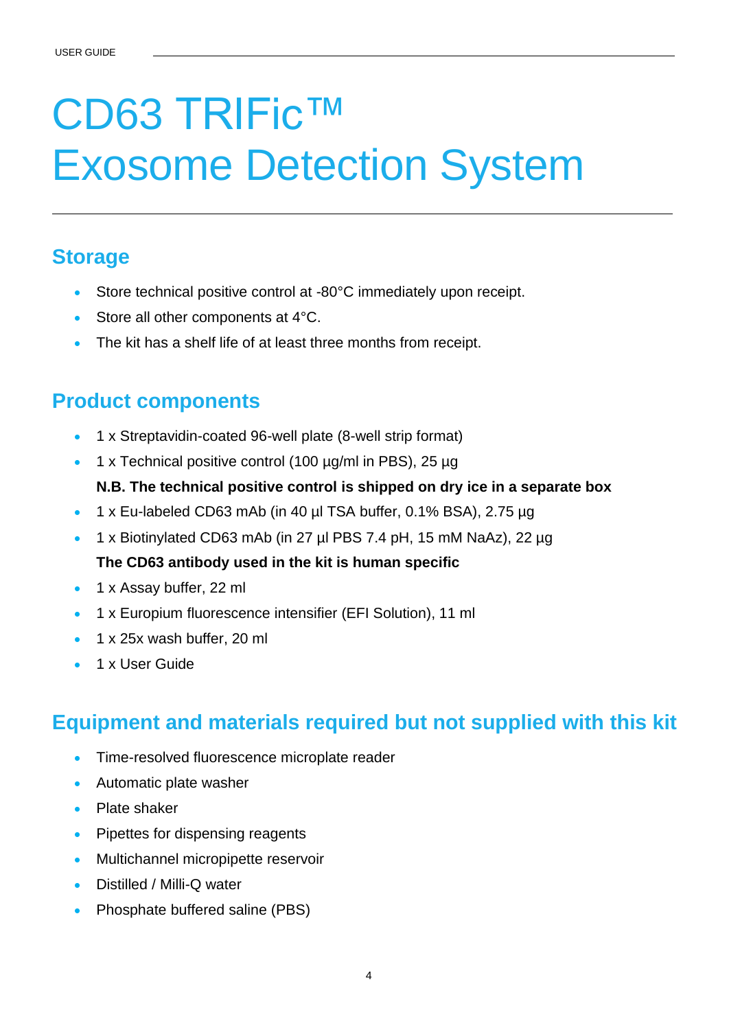# CD63 TRIFic™ Exosome Detection System

## Storage

- Store technical positive control at -80°C immediately upon receipt.
- Store all other components at 4°C.
- The kit has a shelf life of at least three months from receipt.

## Product components

- 1 x Streptavidin-coated 96-well plate (8-well strip format)
- 1 x Technical positive control (100 µg/ml in PBS), 25 µg

  **N.B. The technical positive control is shipped on dry ice in a separate box**
- 1 x Eu-labeled CD63 mAb (in 40 µl TSA buffer, 0.1% BSA), 2.75 µg
- 1 x Biotinylated CD63 mAb (in 27 µl PBS 7.4 pH, 15 mM NaAz), 22 µg

  **The CD63 antibody used in the kit is human specific**
- 1 x Assay buffer, 22 ml
- 1 x Europium fluorescence intensifier (EFI Solution), 11 ml
- 1 x 25x wash buffer, 20 ml
- 1 x User Guide

## Equipment and materials required but not supplied with this kit

- Time-resolved fluorescence microplate reader
- Automatic plate washer
- Plate shaker
- Pipettes for dispensing reagents
- Multichannel micropipette reservoir
- Distilled / Milli-Q water
- Phosphate buffered saline (PBS)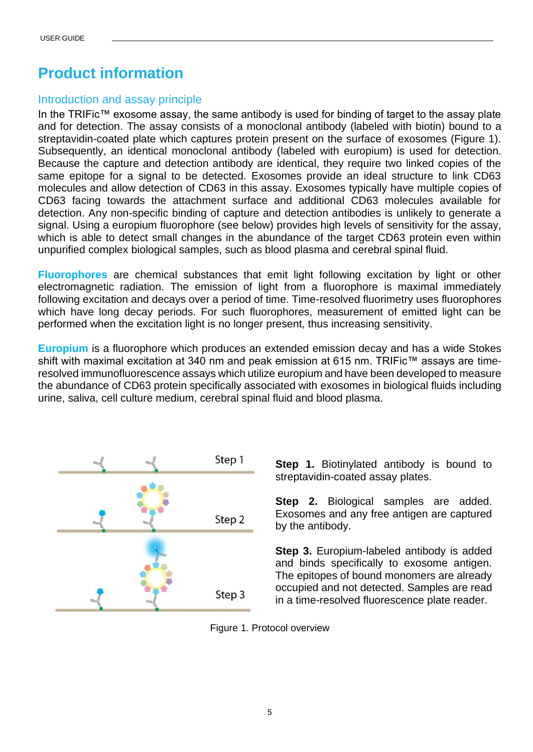# Product information

## Introduction and assay principle

In the TRIFic™ exosome assay, the same antibody is used for binding of target to the assay plate and for detection. The assay consists of a monoclonal antibody (labeled with biotin) bound to a streptavidin-coated plate which captures protein present on the surface of exosomes (Figure 1). Subsequently, an identical monoclonal antibody (labeled with europium) is used for detection. Because the capture and detection antibody are identical, they require two linked copies of the same epitope for a signal to be detected. Exosomes provide an ideal structure to link CD63 molecules and allow detection of CD63 in this assay. Exosomes typically have multiple copies of CD63 facing towards the attachment surface and additional CD63 molecules available for detection. Any non-specific binding of capture and detection antibodies is unlikely to generate a signal. Using a europium fluorophore (see below) provides high levels of sensitivity for the assay, which is able to detect small changes in the abundance of the target CD63 protein even within unpurified complex biological samples, such as blood plasma and cerebral spinal fluid.

**Fluorophores** are chemical substances that emit light following excitation by light or other electromagnetic radiation. The emission of light from a fluorophore is maximal immediately following excitation and decays over a period of time. Time-resolved fluorimetry uses fluorophores which have long decay periods. For such fluorophores, measurement of emitted light can be performed when the excitation light is no longer present, thus increasing sensitivity.

**Europium** is a fluorophore which produces an extended emission decay and has a wide Stokes shift with maximal excitation at 340 nm and peak emission at 615 nm. TRIFic™ assays are time-resolved immunofluorescence assays which utilize europium and have been developed to measure the abundance of CD63 protein specifically associated with exosomes in biological fluids including urine, saliva, cell culture medium, cerebral spinal fluid and blood plasma.

Step 1

Step 2

Step 3

**Step 1.** Biotinylated antibody is bound to streptavidin-coated assay plates.

**Step 2.** Biological samples are added. Exosomes and any free antigen are captured by the antibody.

**Step 3.** Europium-labeled antibody is added and binds specifically to exosome antigen. The epitopes of bound monomers are already occupied and not detected. Samples are read in a time-resolved fluorescence plate reader.

Figure 1. Protocol overview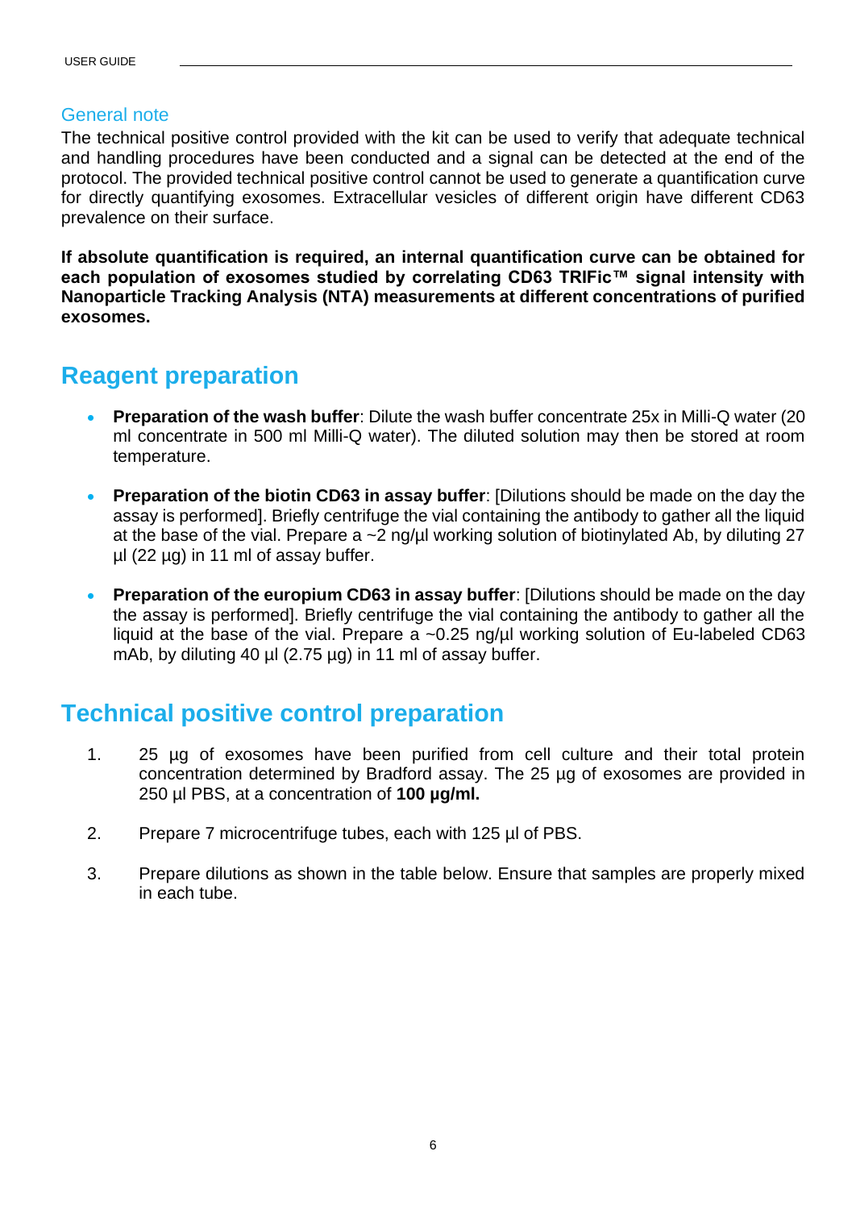### General note

The technical positive control provided with the kit can be used to verify that adequate technical and handling procedures have been conducted and a signal can be detected at the end of the protocol. The provided technical positive control cannot be used to generate a quantification curve for directly quantifying exosomes. Extracellular vesicles of different origin have different CD63 prevalence on their surface.

**If absolute quantification is required, an internal quantification curve can be obtained for each population of exosomes studied by correlating CD63 TRIFic™ signal intensity with Nanoparticle Tracking Analysis (NTA) measurements at different concentrations of purified exosomes.**

## Reagent preparation

- **Preparation of the wash buffer**: Dilute the wash buffer concentrate 25x in Milli-Q water (20 ml concentrate in 500 ml Milli-Q water). The diluted solution may then be stored at room temperature.
- **Preparation of the biotin CD63 in assay buffer**: [Dilutions should be made on the day the assay is performed]. Briefly centrifuge the vial containing the antibody to gather all the liquid at the base of the vial. Prepare a ~2 ng/µl working solution of biotinylated Ab, by diluting 27 µl (22 µg) in 11 ml of assay buffer.
- **Preparation of the europium CD63 in assay buffer**: [Dilutions should be made on the day the assay is performed]. Briefly centrifuge the vial containing the antibody to gather all the liquid at the base of the vial. Prepare a ~0.25 ng/µl working solution of Eu-labeled CD63 mAb, by diluting 40 µl (2.75 µg) in 11 ml of assay buffer.

## Technical positive control preparation

1. 25 µg of exosomes have been purified from cell culture and their total protein concentration determined by Bradford assay. The 25 µg of exosomes are provided in 250 µl PBS, at a concentration of **100 µg/ml.**
2. Prepare 7 microcentrifuge tubes, each with 125 µl of PBS.
3. Prepare dilutions as shown in the table below. Ensure that samples are properly mixed in each tube.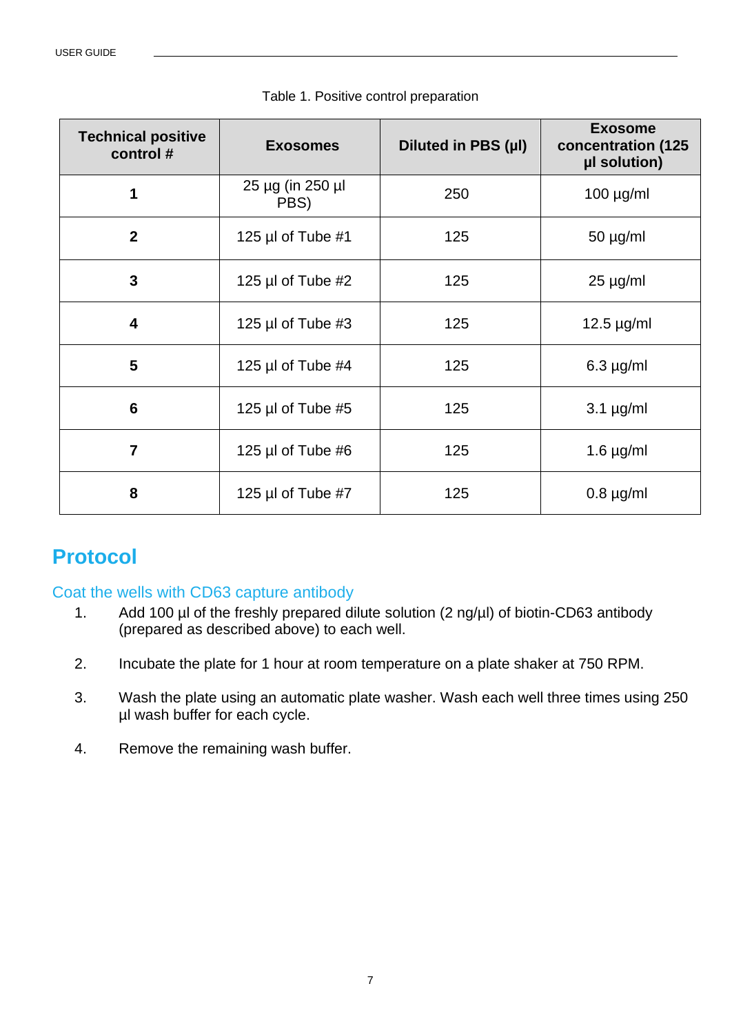Table 1. Positive control preparation

| Technical positive control # | Exosomes | Diluted in PBS (µl) | Exosome concentration (125 µl solution) |
|---|---|---|---|
| **1** | 25 µg (in 250 µl PBS) | 250 | 100 µg/ml |
| **2** | 125 µl of Tube #1 | 125 | 50 µg/ml |
| **3** | 125 µl of Tube #2 | 125 | 25 µg/ml |
| **4** | 125 µl of Tube #3 | 125 | 12.5 µg/ml |
| **5** | 125 µl of Tube #4 | 125 | 6.3 µg/ml |
| **6** | 125 µl of Tube #5 | 125 | 3.1 µg/ml |
| **7** | 125 µl of Tube #6 | 125 | 1.6 µg/ml |
| **8** | 125 µl of Tube #7 | 125 | 0.8 µg/ml |

# Protocol

## Coat the wells with CD63 capture antibody

1. Add 100 µl of the freshly prepared dilute solution (2 ng/µl) of biotin-CD63 antibody (prepared as described above) to each well.
2. Incubate the plate for 1 hour at room temperature on a plate shaker at 750 RPM.
3. Wash the plate using an automatic plate washer. Wash each well three times using 250 µl wash buffer for each cycle.
4. Remove the remaining wash buffer.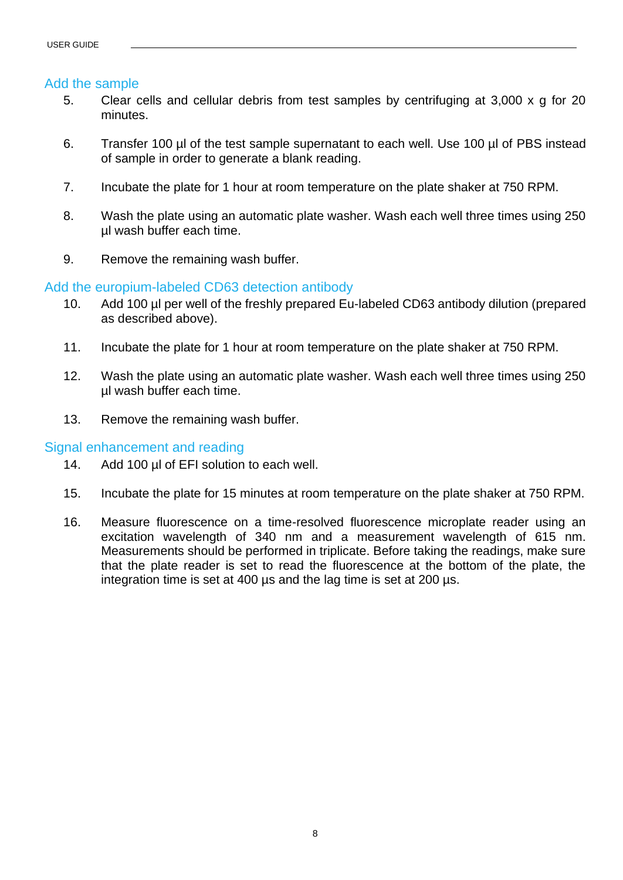## Add the sample

5. Clear cells and cellular debris from test samples by centrifuging at 3,000 x g for 20 minutes.

6. Transfer 100 µl of the test sample supernatant to each well. Use 100 µl of PBS instead of sample in order to generate a blank reading.

7. Incubate the plate for 1 hour at room temperature on the plate shaker at 750 RPM.

8. Wash the plate using an automatic plate washer. Wash each well three times using 250 µl wash buffer each time.

9. Remove the remaining wash buffer.

## Add the europium-labeled CD63 detection antibody

10. Add 100 µl per well of the freshly prepared Eu-labeled CD63 antibody dilution (prepared as described above).

11. Incubate the plate for 1 hour at room temperature on the plate shaker at 750 RPM.

12. Wash the plate using an automatic plate washer. Wash each well three times using 250 µl wash buffer each time.

13. Remove the remaining wash buffer.

## Signal enhancement and reading

14. Add 100 µl of EFI solution to each well.

15. Incubate the plate for 15 minutes at room temperature on the plate shaker at 750 RPM.

16. Measure fluorescence on a time-resolved fluorescence microplate reader using an excitation wavelength of 340 nm and a measurement wavelength of 615 nm. Measurements should be performed in triplicate. Before taking the readings, make sure that the plate reader is set to read the fluorescence at the bottom of the plate, the integration time is set at 400 µs and the lag time is set at 200 µs.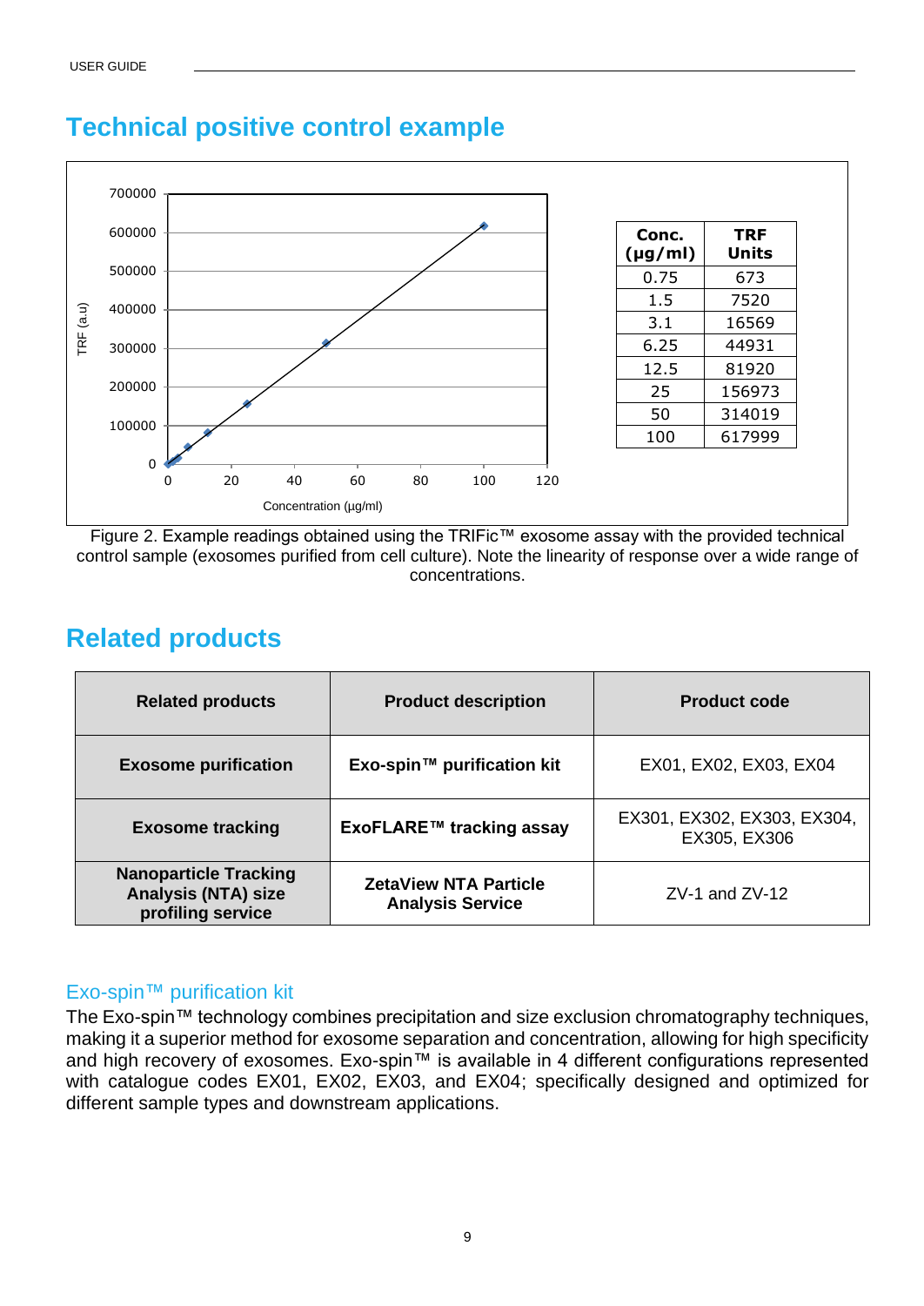## Technical positive control example

| Conc. (µg/ml) | TRF Units |
|---|---|
| 0.75 | 673 |
| 1.5 | 7520 |
| 3.1 | 16569 |
| 6.25 | 44931 |
| 12.5 | 81920 |
| 25 | 156973 |
| 50 | 314019 |
| 100 | 617999 |

Figure 2. Example readings obtained using the TRIFic™ exosome assay with the provided technical control sample (exosomes purified from cell culture). Note the linearity of response over a wide range of concentrations.

## Related products

| Related products | Product description | Product code |
|---|---|---|
| **Exosome purification** | **Exo-spin™ purification kit** | EX01, EX02, EX03, EX04 |
| **Exosome tracking** | **ExoFLARE™ tracking assay** | EX301, EX302, EX303, EX304, EX305, EX306 |
| **Nanoparticle Tracking Analysis (NTA) size profiling service** | **ZetaView NTA Particle Analysis Service** | ZV-1 and ZV-12 |

### Exo-spin™ purification kit

The Exo-spin™ technology combines precipitation and size exclusion chromatography techniques, making it a superior method for exosome separation and concentration, allowing for high specificity and high recovery of exosomes. Exo-spin™ is available in 4 different configurations represented with catalogue codes EX01, EX02, EX03, and EX04; specifically designed and optimized for different sample types and downstream applications.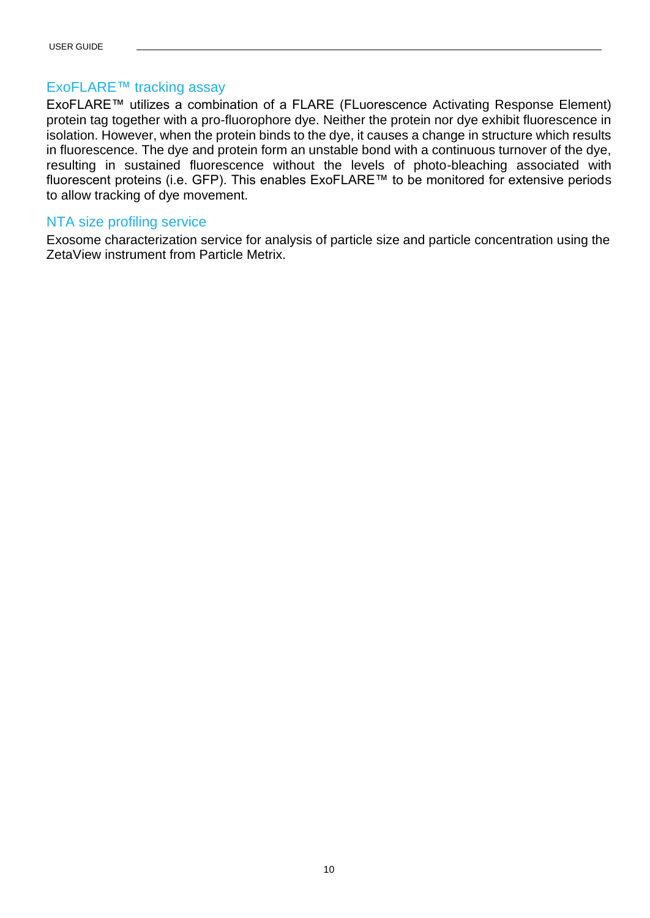## ExoFLARE™ tracking assay

ExoFLARE™ utilizes a combination of a FLARE (FLuorescence Activating Response Element) protein tag together with a pro-fluorophore dye. Neither the protein nor dye exhibit fluorescence in isolation. However, when the protein binds to the dye, it causes a change in structure which results in fluorescence. The dye and protein form an unstable bond with a continuous turnover of the dye, resulting in sustained fluorescence without the levels of photo-bleaching associated with fluorescent proteins (i.e. GFP). This enables ExoFLARE™ to be monitored for extensive periods to allow tracking of dye movement.

## NTA size profiling service

Exosome characterization service for analysis of particle size and particle concentration using the ZetaView instrument from Particle Metrix.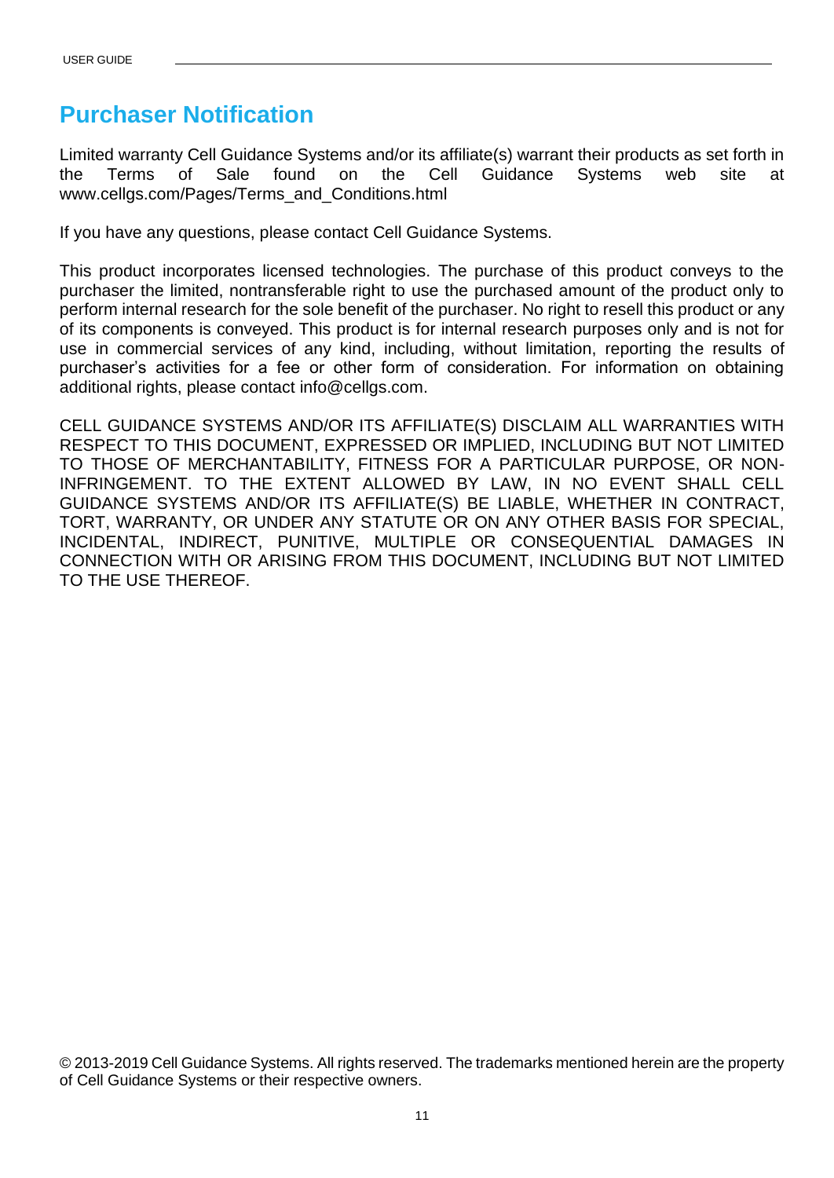# Purchaser Notification

Limited warranty Cell Guidance Systems and/or its affiliate(s) warrant their products as set forth in the Terms of Sale found on the Cell Guidance Systems web site at www.cellgs.com/Pages/Terms_and_Conditions.html

If you have any questions, please contact Cell Guidance Systems.

This product incorporates licensed technologies. The purchase of this product conveys to the purchaser the limited, nontransferable right to use the purchased amount of the product only to perform internal research for the sole benefit of the purchaser. No right to resell this product or any of its components is conveyed. This product is for internal research purposes only and is not for use in commercial services of any kind, including, without limitation, reporting the results of purchaser's activities for a fee or other form of consideration. For information on obtaining additional rights, please contact info@cellgs.com.

CELL GUIDANCE SYSTEMS AND/OR ITS AFFILIATE(S) DISCLAIM ALL WARRANTIES WITH RESPECT TO THIS DOCUMENT, EXPRESSED OR IMPLIED, INCLUDING BUT NOT LIMITED TO THOSE OF MERCHANTABILITY, FITNESS FOR A PARTICULAR PURPOSE, OR NON-INFRINGEMENT. TO THE EXTENT ALLOWED BY LAW, IN NO EVENT SHALL CELL GUIDANCE SYSTEMS AND/OR ITS AFFILIATE(S) BE LIABLE, WHETHER IN CONTRACT, TORT, WARRANTY, OR UNDER ANY STATUTE OR ON ANY OTHER BASIS FOR SPECIAL, INCIDENTAL, INDIRECT, PUNITIVE, MULTIPLE OR CONSEQUENTIAL DAMAGES IN CONNECTION WITH OR ARISING FROM THIS DOCUMENT, INCLUDING BUT NOT LIMITED TO THE USE THEREOF.

© 2013-2019 Cell Guidance Systems. All rights reserved. The trademarks mentioned herein are the property of Cell Guidance Systems or their respective owners.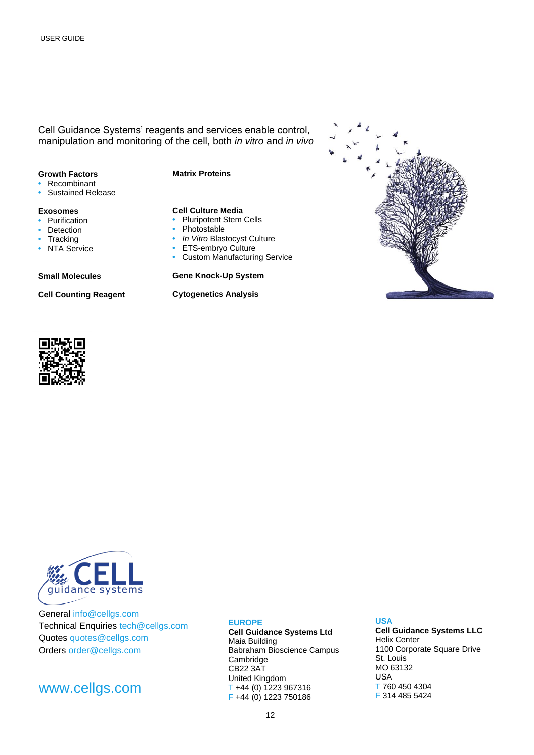Cell Guidance Systems' reagents and services enable control, manipulation and monitoring of the cell, both *in vitro* and *in vivo*

**Growth Factors**
- Recombinant
- Sustained Release

**Exosomes**
- Purification
- Detection
- Tracking
- NTA Service

**Small Molecules**

**Cell Counting Reagent**

**Matrix Proteins**

**Cell Culture Media**
- Pluripotent Stem Cells
- Photostable
- *In Vitro* Blastocyst Culture
- ETS-embryo Culture
- Custom Manufacturing Service

**Gene Knock-Up System**

**Cytogenetics Analysis**

CELL guidance systems

General info@cellgs.com
Technical Enquiries tech@cellgs.com
Quotes quotes@cellgs.com
Orders order@cellgs.com

www.cellgs.com

**EUROPE**
**Cell Guidance Systems Ltd**
Maia Building
Babraham Bioscience Campus
Cambridge
CB22 3AT
United Kingdom
T +44 (0) 1223 967316
F +44 (0) 1223 750186

**USA**
**Cell Guidance Systems LLC**
Helix Center
1100 Corporate Square Drive
St. Louis
MO 63132
USA
T 760 450 4304
F 314 485 5424